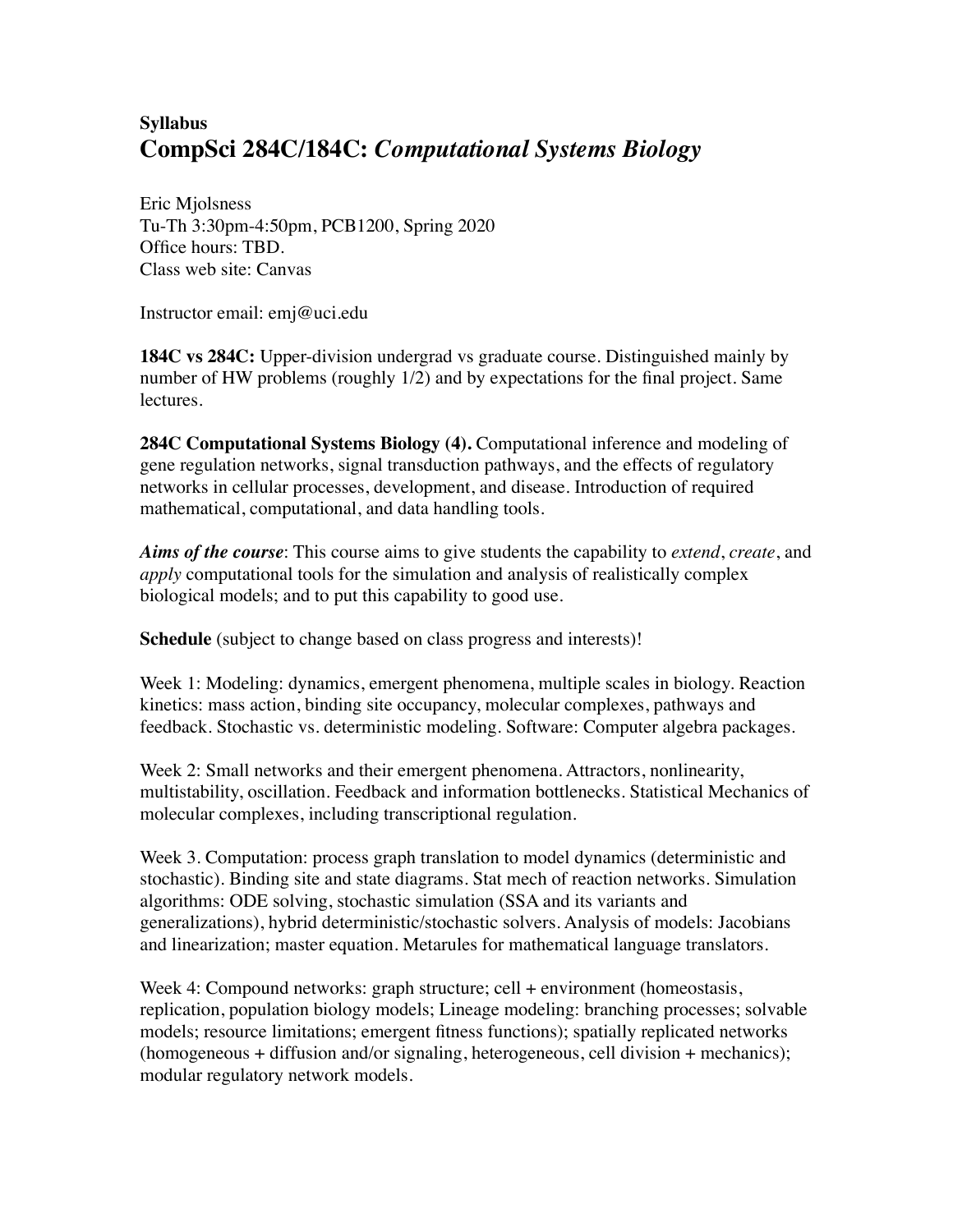**Syllabus**

# CompSci 284C/184C: *Computational Systems Biology*

Eric Mjolsness
Tu-Th 3:30pm-4:50pm, PCB1200, Spring 2020
Office hours: TBD.
Class web site: Canvas

Instructor email: emj@uci.edu

**184C vs 284C:** Upper-division undergrad vs graduate course. Distinguished mainly by number of HW problems (roughly 1/2) and by expectations for the final project. Same lectures.

**284C Computational Systems Biology (4).** Computational inference and modeling of gene regulation networks, signal transduction pathways, and the effects of regulatory networks in cellular processes, development, and disease. Introduction of required mathematical, computational, and data handling tools.

***Aims of the course***: This course aims to give students the capability to *extend*, *create*, and *apply* computational tools for the simulation and analysis of realistically complex biological models; and to put this capability to good use.

**Schedule** (subject to change based on class progress and interests)!

Week 1: Modeling: dynamics, emergent phenomena, multiple scales in biology. Reaction kinetics: mass action, binding site occupancy, molecular complexes, pathways and feedback. Stochastic vs. deterministic modeling. Software: Computer algebra packages.

Week 2: Small networks and their emergent phenomena. Attractors, nonlinearity, multistability, oscillation. Feedback and information bottlenecks. Statistical Mechanics of molecular complexes, including transcriptional regulation.

Week 3. Computation: process graph translation to model dynamics (deterministic and stochastic). Binding site and state diagrams. Stat mech of reaction networks. Simulation algorithms: ODE solving, stochastic simulation (SSA and its variants and generalizations), hybrid deterministic/stochastic solvers. Analysis of models: Jacobians and linearization; master equation. Metarules for mathematical language translators.

Week 4: Compound networks: graph structure; cell + environment (homeostasis, replication, population biology models; Lineage modeling: branching processes; solvable models; resource limitations; emergent fitness functions); spatially replicated networks (homogeneous + diffusion and/or signaling, heterogeneous, cell division + mechanics); modular regulatory network models.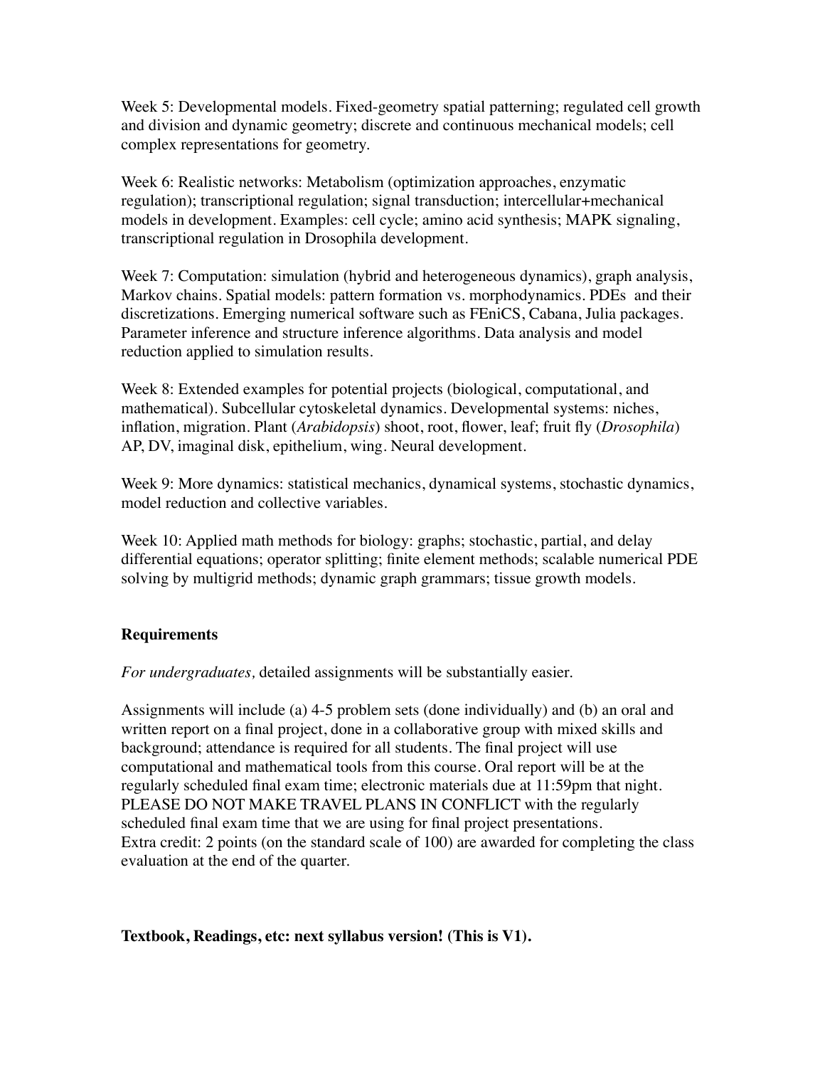Week 5: Developmental models. Fixed-geometry spatial patterning; regulated cell growth and division and dynamic geometry; discrete and continuous mechanical models; cell complex representations for geometry.

Week 6: Realistic networks: Metabolism (optimization approaches, enzymatic regulation); transcriptional regulation; signal transduction; intercellular+mechanical models in development. Examples: cell cycle; amino acid synthesis; MAPK signaling, transcriptional regulation in Drosophila development.

Week 7: Computation: simulation (hybrid and heterogeneous dynamics), graph analysis, Markov chains. Spatial models: pattern formation vs. morphodynamics. PDEs and their discretizations. Emerging numerical software such as FEniCS, Cabana, Julia packages. Parameter inference and structure inference algorithms. Data analysis and model reduction applied to simulation results.

Week 8: Extended examples for potential projects (biological, computational, and mathematical). Subcellular cytoskeletal dynamics. Developmental systems: niches, inflation, migration. Plant (*Arabidopsis*) shoot, root, flower, leaf; fruit fly (*Drosophila*) AP, DV, imaginal disk, epithelium, wing. Neural development.

Week 9: More dynamics: statistical mechanics, dynamical systems, stochastic dynamics, model reduction and collective variables.

Week 10: Applied math methods for biology: graphs; stochastic, partial, and delay differential equations; operator splitting; finite element methods; scalable numerical PDE solving by multigrid methods; dynamic graph grammars; tissue growth models.

**Requirements**

*For undergraduates,* detailed assignments will be substantially easier.

Assignments will include (a) 4-5 problem sets (done individually) and (b) an oral and written report on a final project, done in a collaborative group with mixed skills and background; attendance is required for all students. The final project will use computational and mathematical tools from this course. Oral report will be at the regularly scheduled final exam time; electronic materials due at 11:59pm that night. PLEASE DO NOT MAKE TRAVEL PLANS IN CONFLICT with the regularly scheduled final exam time that we are using for final project presentations.
Extra credit: 2 points (on the standard scale of 100) are awarded for completing the class evaluation at the end of the quarter.

**Textbook, Readings, etc: next syllabus version! (This is V1).**